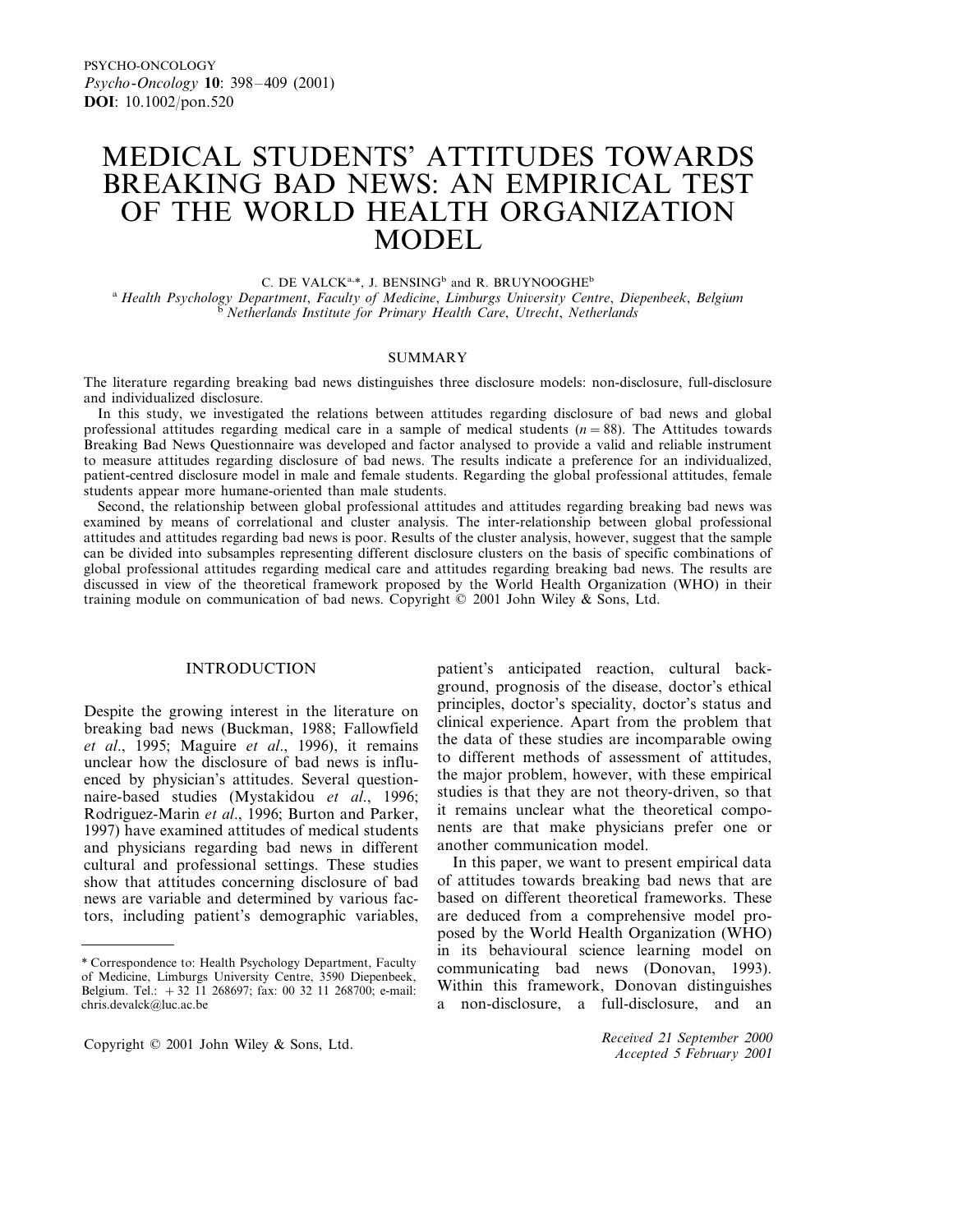# MEDICAL STUDENTS' ATTITUDES TOWARDS BREAKING BAD NEWS: AN EMPIRICAL TEST OF THE WORLD HEALTH ORGANIZATION MODEL

C. DE VALCK[a,*], J. BENSING[b] and R. BRUYNOOGHE[b]

[a] *Health Psychology Department*, *Faculty of Medicine*, *Limburgs University Centre*, *Diepenbeek*, *Belgium*
[b] *Netherlands Institute for Primary Health Care*, *Utrecht*, *Netherlands*

## SUMMARY

The literature regarding breaking bad news distinguishes three disclosure models: non-disclosure, full-disclosure and individualized disclosure.

In this study, we investigated the relations between attitudes regarding disclosure of bad news and global professional attitudes regarding medical care in a sample of medical students ($n = 88$). The Attitudes towards Breaking Bad News Questionnaire was developed and factor analysed to provide a valid and reliable instrument to measure attitudes regarding disclosure of bad news. The results indicate a preference for an individualized, patient-centred disclosure model in male and female students. Regarding the global professional attitudes, female students appear more humane-oriented than male students.

Second, the relationship between global professional attitudes and attitudes regarding breaking bad news was examined by means of correlational and cluster analysis. The inter-relationship between global professional attitudes and attitudes regarding bad news is poor. Results of the cluster analysis, however, suggest that the sample can be divided into subsamples representing different disclosure clusters on the basis of specific combinations of global professional attitudes regarding medical care and attitudes regarding breaking bad news. The results are discussed in view of the theoretical framework proposed by the World Health Organization (WHO) in their training module on communication of bad news. Copyright © 2001 John Wiley & Sons, Ltd.

## INTRODUCTION

Despite the growing interest in the literature on breaking bad news (Buckman, 1988; Fallowfield *et al*., 1995; Maguire *et al*., 1996), it remains unclear how the disclosure of bad news is influenced by physician's attitudes. Several questionnaire-based studies (Mystakidou *et al*., 1996; Rodriguez-Marin *et al*., 1996; Burton and Parker, 1997) have examined attitudes of medical students and physicians regarding bad news in different cultural and professional settings. These studies show that attitudes concerning disclosure of bad news are variable and determined by various factors, including patient's demographic variables, patient's anticipated reaction, cultural background, prognosis of the disease, doctor's ethical principles, doctor's speciality, doctor's status and clinical experience. Apart from the problem that the data of these studies are incomparable owing to different methods of assessment of attitudes, the major problem, however, with these empirical studies is that they are not theory-driven, so that it remains unclear what the theoretical components are that make physicians prefer one or another communication model.

In this paper, we want to present empirical data of attitudes towards breaking bad news that are based on different theoretical frameworks. These are deduced from a comprehensive model proposed by the World Health Organization (WHO) in its behavioural science learning model on communicating bad news (Donovan, 1993). Within this framework, Donovan distinguishes a non-disclosure, a full-disclosure, and an

\* Correspondence to: Health Psychology Department, Faculty of Medicine, Limburgs University Centre, 3590 Diepenbeek, Belgium. Tel.: +32 11 268697; fax: 00 32 11 268700; e-mail: chris.devalck@luc.ac.be

Copyright © 2001 John Wiley & Sons, Ltd.

*Received 21 September 2000*
*Accepted 5 February 2001*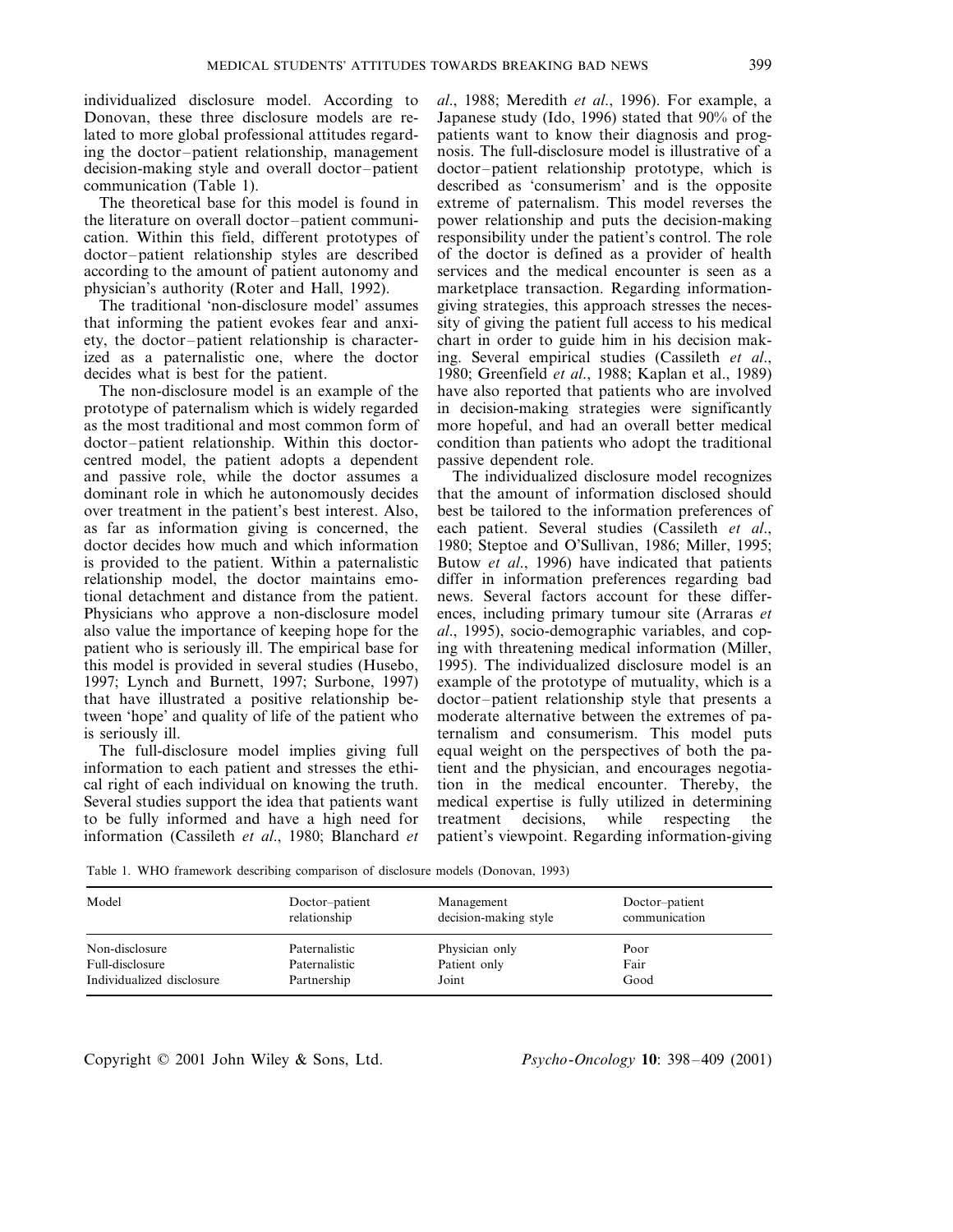individualized disclosure model. According to Donovan, these three disclosure models are related to more global professional attitudes regarding the doctor–patient relationship, management decision-making style and overall doctor–patient communication (Table 1).

The theoretical base for this model is found in the literature on overall doctor–patient communication. Within this field, different prototypes of doctor–patient relationship styles are described according to the amount of patient autonomy and physician's authority (Roter and Hall, 1992).

The traditional 'non-disclosure model' assumes that informing the patient evokes fear and anxiety, the doctor–patient relationship is characterized as a paternalistic one, where the doctor decides what is best for the patient.

The non-disclosure model is an example of the prototype of paternalism which is widely regarded as the most traditional and most common form of doctor–patient relationship. Within this doctor-centred model, the patient adopts a dependent and passive role, while the doctor assumes a dominant role in which he autonomously decides over treatment in the patient's best interest. Also, as far as information giving is concerned, the doctor decides how much and which information is provided to the patient. Within a paternalistic relationship model, the doctor maintains emotional detachment and distance from the patient. Physicians who approve a non-disclosure model also value the importance of keeping hope for the patient who is seriously ill. The empirical base for this model is provided in several studies (Husebo, 1997; Lynch and Burnett, 1997; Surbone, 1997) that have illustrated a positive relationship between 'hope' and quality of life of the patient who is seriously ill.

The full-disclosure model implies giving full information to each patient and stresses the ethical right of each individual on knowing the truth. Several studies support the idea that patients want to be fully informed and have a high need for information (Cassileth *et al*., 1980; Blanchard *et al*., 1988; Meredith *et al*., 1996). For example, a Japanese study (Ido, 1996) stated that 90% of the patients want to know their diagnosis and prognosis. The full-disclosure model is illustrative of a doctor–patient relationship prototype, which is described as 'consumerism' and is the opposite extreme of paternalism. This model reverses the power relationship and puts the decision-making responsibility under the patient's control. The role of the doctor is defined as a provider of health services and the medical encounter is seen as a marketplace transaction. Regarding information-giving strategies, this approach stresses the necessity of giving the patient full access to his medical chart in order to guide him in his decision making. Several empirical studies (Cassileth *et al*., 1980; Greenfield *et al*., 1988; Kaplan et al., 1989) have also reported that patients who are involved in decision-making strategies were significantly more hopeful, and had an overall better medical condition than patients who adopt the traditional passive dependent role.

The individualized disclosure model recognizes that the amount of information disclosed should best be tailored to the information preferences of each patient. Several studies (Cassileth *et al*., 1980; Steptoe and O'Sullivan, 1986; Miller, 1995; Butow *et al*., 1996) have indicated that patients differ in information preferences regarding bad news. Several factors account for these differences, including primary tumour site (Arraras *et al*., 1995), socio-demographic variables, and coping with threatening medical information (Miller, 1995). The individualized disclosure model is an example of the prototype of mutuality, which is a doctor–patient relationship style that presents a moderate alternative between the extremes of paternalism and consumerism. This model puts equal weight on the perspectives of both the patient and the physician, and encourages negotiation in the medical encounter. Thereby, the medical expertise is fully utilized in determining treatment decisions, while respecting the patient's viewpoint. Regarding information-giving

Table 1. WHO framework describing comparison of disclosure models (Donovan, 1993)

| Model | Doctor–patient relationship | Management decision-making style | Doctor–patient communication |
|---|---|---|---|
| Non-disclosure | Paternalistic | Physician only | Poor |
| Full-disclosure | Paternalistic | Patient only | Fair |
| Individualized disclosure | Partnership | Joint | Good |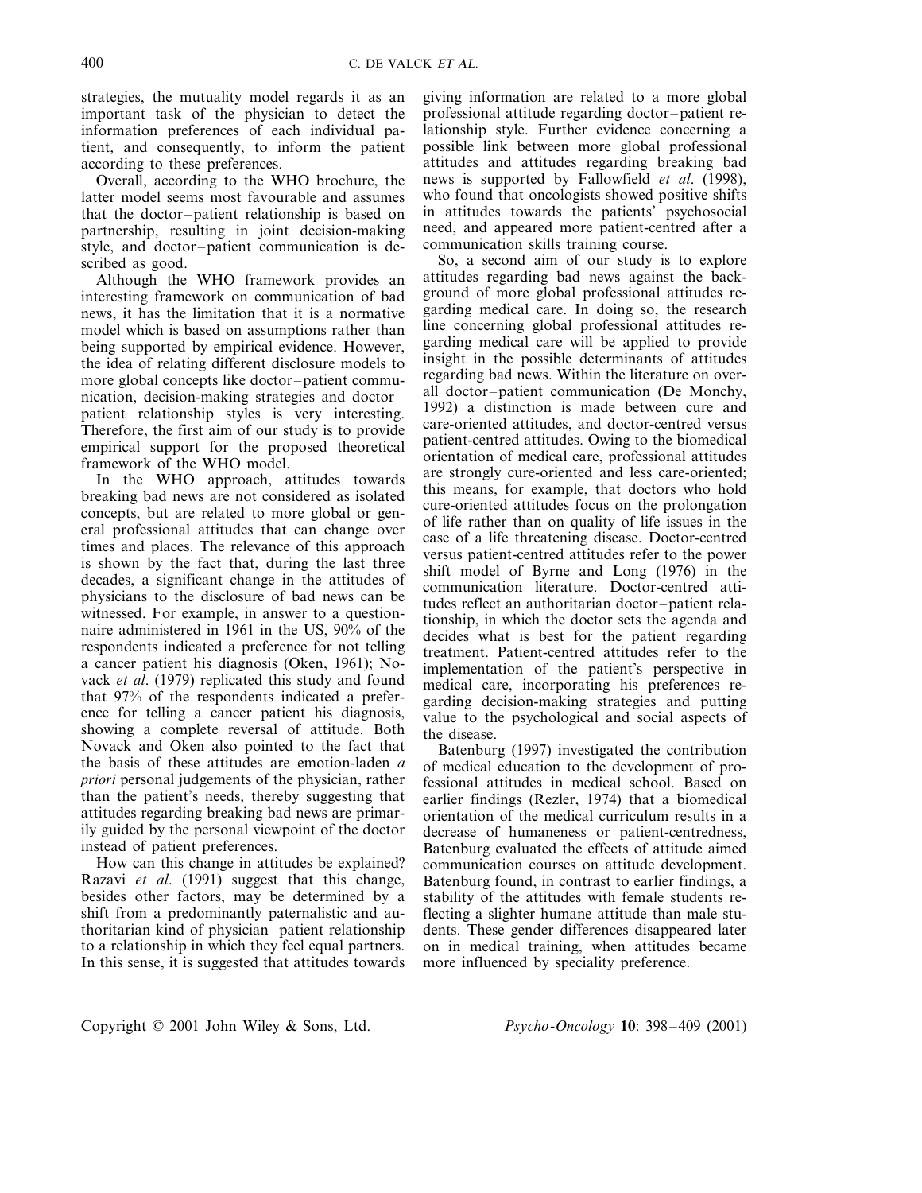strategies, the mutuality model regards it as an important task of the physician to detect the information preferences of each individual patient, and consequently, to inform the patient according to these preferences.

Overall, according to the WHO brochure, the latter model seems most favourable and assumes that the doctor–patient relationship is based on partnership, resulting in joint decision-making style, and doctor–patient communication is described as good.

Although the WHO framework provides an interesting framework on communication of bad news, it has the limitation that it is a normative model which is based on assumptions rather than being supported by empirical evidence. However, the idea of relating different disclosure models to more global concepts like doctor–patient communication, decision-making strategies and doctor–patient relationship styles is very interesting. Therefore, the first aim of our study is to provide empirical support for the proposed theoretical framework of the WHO model.

In the WHO approach, attitudes towards breaking bad news are not considered as isolated concepts, but are related to more global or general professional attitudes that can change over times and places. The relevance of this approach is shown by the fact that, during the last three decades, a significant change in the attitudes of physicians to the disclosure of bad news can be witnessed. For example, in answer to a questionnaire administered in 1961 in the US, 90% of the respondents indicated a preference for not telling a cancer patient his diagnosis (Oken, 1961); Novack *et al*. (1979) replicated this study and found that 97% of the respondents indicated a preference for telling a cancer patient his diagnosis, showing a complete reversal of attitude. Both Novack and Oken also pointed to the fact that the basis of these attitudes are emotion-laden *a priori* personal judgements of the physician, rather than the patient's needs, thereby suggesting that attitudes regarding breaking bad news are primarily guided by the personal viewpoint of the doctor instead of patient preferences.

How can this change in attitudes be explained? Razavi *et al*. (1991) suggest that this change, besides other factors, may be determined by a shift from a predominantly paternalistic and authoritarian kind of physician–patient relationship to a relationship in which they feel equal partners. In this sense, it is suggested that attitudes towards giving information are related to a more global professional attitude regarding doctor–patient relationship style. Further evidence concerning a possible link between more global professional attitudes and attitudes regarding breaking bad news is supported by Fallowfield *et al*. (1998), who found that oncologists showed positive shifts in attitudes towards the patients' psychosocial need, and appeared more patient-centred after a communication skills training course.

So, a second aim of our study is to explore attitudes regarding bad news against the background of more global professional attitudes regarding medical care. In doing so, the research line concerning global professional attitudes regarding medical care will be applied to provide insight in the possible determinants of attitudes regarding bad news. Within the literature on overall doctor–patient communication (De Monchy, 1992) a distinction is made between cure and care-oriented attitudes, and doctor-centred versus patient-centred attitudes. Owing to the biomedical orientation of medical care, professional attitudes are strongly cure-oriented and less care-oriented; this means, for example, that doctors who hold cure-oriented attitudes focus on the prolongation of life rather than on quality of life issues in the case of a life threatening disease. Doctor-centred versus patient-centred attitudes refer to the power shift model of Byrne and Long (1976) in the communication literature. Doctor-centred attitudes reflect an authoritarian doctor–patient relationship, in which the doctor sets the agenda and decides what is best for the patient regarding treatment. Patient-centred attitudes refer to the implementation of the patient's perspective in medical care, incorporating his preferences regarding decision-making strategies and putting value to the psychological and social aspects of the disease.

Batenburg (1997) investigated the contribution of medical education to the development of professional attitudes in medical school. Based on earlier findings (Rezler, 1974) that a biomedical orientation of the medical curriculum results in a decrease of humaneness or patient-centredness, Batenburg evaluated the effects of attitude aimed communication courses on attitude development. Batenburg found, in contrast to earlier findings, a stability of the attitudes with female students reflecting a slighter humane attitude than male students. These gender differences disappeared later on in medical training, when attitudes became more influenced by speciality preference.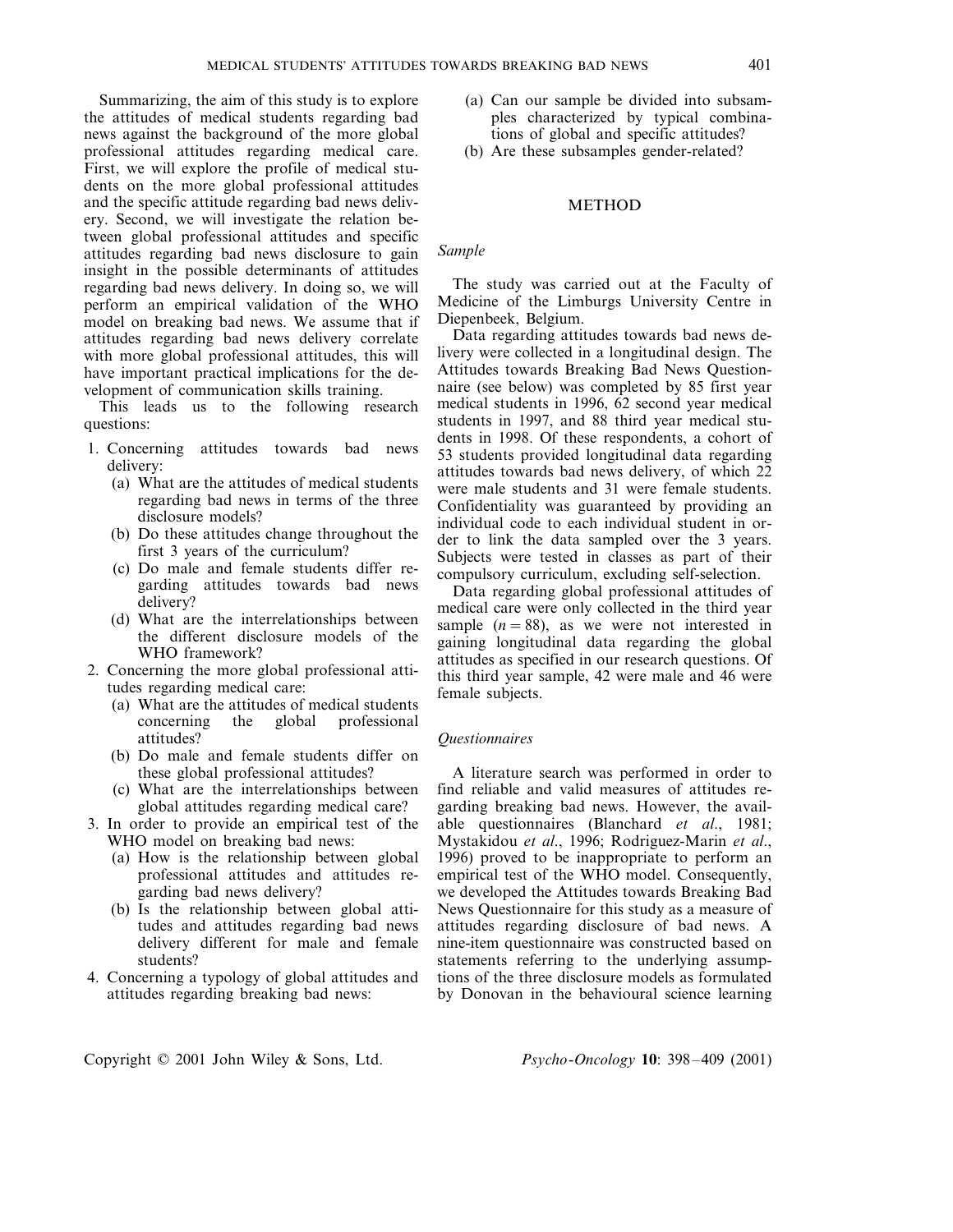Summarizing, the aim of this study is to explore the attitudes of medical students regarding bad news against the background of the more global professional attitudes regarding medical care. First, we will explore the profile of medical students on the more global professional attitudes and the specific attitude regarding bad news delivery. Second, we will investigate the relation between global professional attitudes and specific attitudes regarding bad news disclosure to gain insight in the possible determinants of attitudes regarding bad news delivery. In doing so, we will perform an empirical validation of the WHO model on breaking bad news. We assume that if attitudes regarding bad news delivery correlate with more global professional attitudes, this will have important practical implications for the development of communication skills training.

This leads us to the following research questions:

1. Concerning attitudes towards bad news delivery:
   (a) What are the attitudes of medical students regarding bad news in terms of the three disclosure models?
   (b) Do these attitudes change throughout the first 3 years of the curriculum?
   (c) Do male and female students differ regarding attitudes towards bad news delivery?
   (d) What are the interrelationships between the different disclosure models of the WHO framework?
2. Concerning the more global professional attitudes regarding medical care:
   (a) What are the attitudes of medical students concerning the global professional attitudes?
   (b) Do male and female students differ on these global professional attitudes?
   (c) What are the interrelationships between global attitudes regarding medical care?
3. In order to provide an empirical test of the WHO model on breaking bad news:
   (a) How is the relationship between global professional attitudes and attitudes regarding bad news delivery?
   (b) Is the relationship between global attitudes and attitudes regarding bad news delivery different for male and female students?
4. Concerning a typology of global attitudes and attitudes regarding breaking bad news:
   (a) Can our sample be divided into subsamples characterized by typical combinations of global and specific attitudes?
   (b) Are these subsamples gender-related?

## METHOD

### *Sample*

The study was carried out at the Faculty of Medicine of the Limburgs University Centre in Diepenbeek, Belgium.

Data regarding attitudes towards bad news delivery were collected in a longitudinal design. The Attitudes towards Breaking Bad News Questionnaire (see below) was completed by 85 first year medical students in 1996, 62 second year medical students in 1997, and 88 third year medical students in 1998. Of these respondents, a cohort of 53 students provided longitudinal data regarding attitudes towards bad news delivery, of which 22 were male students and 31 were female students. Confidentiality was guaranteed by providing an individual code to each individual student in order to link the data sampled over the 3 years. Subjects were tested in classes as part of their compulsory curriculum, excluding self-selection.

Data regarding global professional attitudes of medical care were only collected in the third year sample ($n = 88$), as we were not interested in gaining longitudinal data regarding the global attitudes as specified in our research questions. Of this third year sample, 42 were male and 46 were female subjects.

### *Questionnaires*

A literature search was performed in order to find reliable and valid measures of attitudes regarding breaking bad news. However, the available questionnaires (Blanchard *et al*., 1981; Mystakidou *et al*., 1996; Rodriguez-Marin *et al*., 1996) proved to be inappropriate to perform an empirical test of the WHO model. Consequently, we developed the Attitudes towards Breaking Bad News Questionnaire for this study as a measure of attitudes regarding disclosure of bad news. A nine-item questionnaire was constructed based on statements referring to the underlying assumptions of the three disclosure models as formulated by Donovan in the behavioural science learning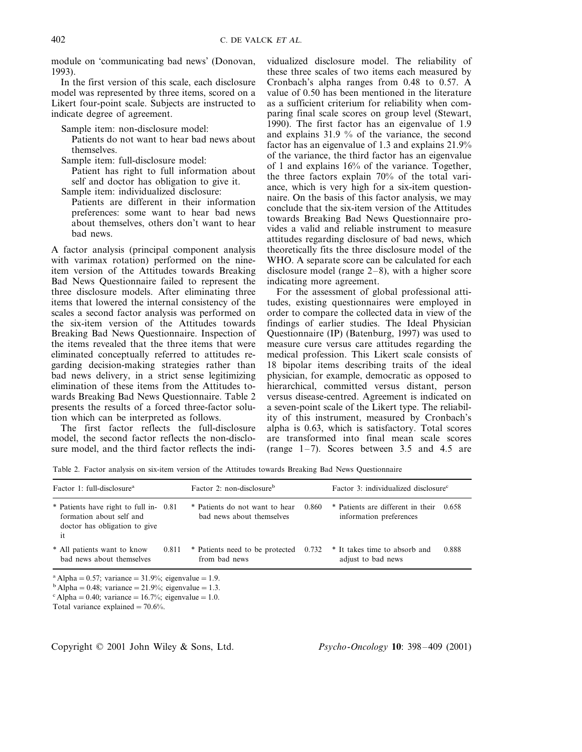module on 'communicating bad news' (Donovan, 1993).

In the first version of this scale, each disclosure model was represented by three items, scored on a Likert four-point scale. Subjects are instructed to indicate degree of agreement.

Sample item: non-disclosure model:
Patients do not want to hear bad news about themselves.

Sample item: full-disclosure model:
Patient has right to full information about self and doctor has obligation to give it.

Sample item: individualized disclosure:
Patients are different in their information preferences: some want to hear bad news about themselves, others don't want to hear bad news.

A factor analysis (principal component analysis with varimax rotation) performed on the nine-item version of the Attitudes towards Breaking Bad News Questionnaire failed to represent the three disclosure models. After eliminating three items that lowered the internal consistency of the scales a second factor analysis was performed on the six-item version of the Attitudes towards Breaking Bad News Questionnaire. Inspection of the items revealed that the three items that were eliminated conceptually referred to attitudes regarding decision-making strategies rather than bad news delivery, in a strict sense legitimizing elimination of these items from the Attitudes towards Breaking Bad News Questionnaire. Table 2 presents the results of a forced three-factor solution which can be interpreted as follows.

The first factor reflects the full-disclosure model, the second factor reflects the non-disclosure model, and the third factor reflects the individualized disclosure model. The reliability of these three scales of two items each measured by Cronbach's alpha ranges from 0.48 to 0.57. A value of 0.50 has been mentioned in the literature as a sufficient criterium for reliability when comparing final scale scores on group level (Stewart, 1990). The first factor has an eigenvalue of 1.9 and explains 31.9 % of the variance, the second factor has an eigenvalue of 1.3 and explains 21.9% of the variance, the third factor has an eigenvalue of 1 and explains 16% of the variance. Together, the three factors explain 70% of the total variance, which is very high for a six-item questionnaire. On the basis of this factor analysis, we may conclude that the six-item version of the Attitudes towards Breaking Bad News Questionnaire provides a valid and reliable instrument to measure attitudes regarding disclosure of bad news, which theoretically fits the three disclosure model of the WHO. A separate score can be calculated for each disclosure model (range 2–8), with a higher score indicating more agreement.

For the assessment of global professional attitudes, existing questionnaires were employed in order to compare the collected data in view of the findings of earlier studies. The Ideal Physician Questionnaire (IP) (Batenburg, 1997) was used to measure cure versus care attitudes regarding the medical profession. This Likert scale consists of 18 bipolar items describing traits of the ideal physician, for example, democratic as opposed to hierarchical, committed versus distant, person versus disease-centred. Agreement is indicated on a seven-point scale of the Likert type. The reliability of this instrument, measured by Cronbach's alpha is 0.63, which is satisfactory. Total scores are transformed into final mean scale scores (range 1–7). Scores between 3.5 and 4.5 are

Table 2. Factor analysis on six-item version of the Attitudes towards Breaking Bad News Questionnaire

| Factor 1: full-disclosure[a] | | Factor 2: non-disclosure[b] | | Factor 3: individualized disclosure[c] | |
|---|---|---|---|---|---|
| * Patients have right to full information about self and doctor has obligation to give it | 0.81 | * Patients do not want to hear bad news about themselves | 0.860 | * Patients are different in their information preferences | 0.658 |
| * All patients want to know bad news about themselves | 0.811 | * Patients need to be protected from bad news | 0.732 | * It takes time to absorb and adjust to bad news | 0.888 |

[a] Alpha = 0.57; variance = 31.9%; eigenvalue = 1.9.
[b] Alpha = 0.48; variance = 21.9%; eigenvalue = 1.3.
[c] Alpha = 0.40; variance = 16.7%; eigenvalue = 1.0.
Total variance explained = 70.6%.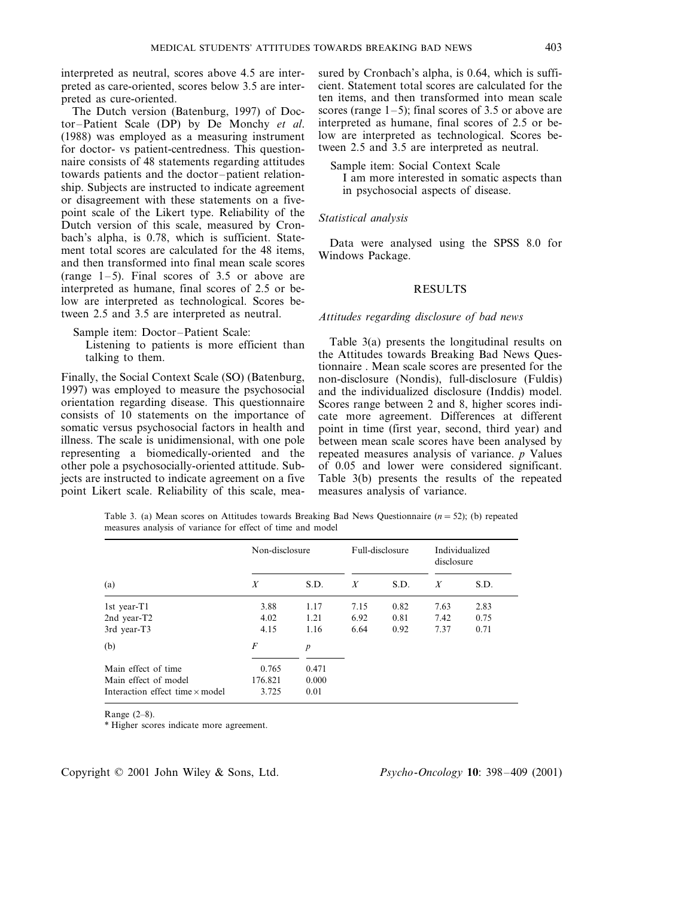interpreted as neutral, scores above 4.5 are interpreted as care-oriented, scores below 3.5 are interpreted as cure-oriented.

The Dutch version (Batenburg, 1997) of Doctor–Patient Scale (DP) by De Monchy *et al.* (1988) was employed as a measuring instrument for doctor- vs patient-centredness. This questionnaire consists of 48 statements regarding attitudes towards patients and the doctor–patient relationship. Subjects are instructed to indicate agreement or disagreement with these statements on a five-point scale of the Likert type. Reliability of the Dutch version of this scale, measured by Cronbach's alpha, is 0.78, which is sufficient. Statement total scores are calculated for the 48 items, and then transformed into final mean scale scores (range 1–5). Final scores of 3.5 or above are interpreted as humane, final scores of 2.5 or below are interpreted as technological. Scores between 2.5 and 3.5 are interpreted as neutral.

Sample item: Doctor–Patient Scale:
Listening to patients is more efficient than talking to them.

Finally, the Social Context Scale (SO) (Batenburg, 1997) was employed to measure the psychosocial orientation regarding disease. This questionnaire consists of 10 statements on the importance of somatic versus psychosocial factors in health and illness. The scale is unidimensional, with one pole representing a biomedically-oriented and the other pole a psychosocially-oriented attitude. Subjects are instructed to indicate agreement on a five point Likert scale. Reliability of this scale, measured by Cronbach's alpha, is 0.64, which is sufficient. Statement total scores are calculated for the ten items, and then transformed into mean scale scores (range 1–5); final scores of 3.5 or above are interpreted as humane, final scores of 2.5 or below are interpreted as technological. Scores between 2.5 and 3.5 are interpreted as neutral.

Sample item: Social Context Scale
I am more interested in somatic aspects than in psychosocial aspects of disease.

### *Statistical analysis*

Data were analysed using the SPSS 8.0 for Windows Package.

## RESULTS

### *Attitudes regarding disclosure of bad news*

Table 3(a) presents the longitudinal results on the Attitudes towards Breaking Bad News Questionnaire . Mean scale scores are presented for the non-disclosure (Nondis), full-disclosure (Fuldis) and the individualized disclosure (Inddis) model. Scores range between 2 and 8, higher scores indicate more agreement. Differences at different point in time (first year, second, third year) and between mean scale scores have been analysed by repeated measures analysis of variance. $p$ Values of 0.05 and lower were considered significant. Table 3(b) presents the results of the repeated measures analysis of variance.

Table 3. (a) Mean scores on Attitudes towards Breaking Bad News Questionnaire ($n = 52$); (b) repeated measures analysis of variance for effect of time and model

| | Non-disclosure | | Full-disclosure | | Individualized disclosure | |
|---|---|---|---|---|---|---|
| (a) | $X$ | S.D. | $X$ | S.D. | $X$ | S.D. |
| 1st year-T1 | 3.88 | 1.17 | 7.15 | 0.82 | 7.63 | 2.83 |
| 2nd year-T2 | 4.02 | 1.21 | 6.92 | 0.81 | 7.42 | 0.75 |
| 3rd year-T3 | 4.15 | 1.16 | 6.64 | 0.92 | 7.37 | 0.71 |
| (b) | $F$ | $p$ | | | | |
| Main effect of time | 0.765 | 0.471 | | | | |
| Main effect of model | 176.821 | 0.000 | | | | |
| Interaction effect time × model | 3.725 | 0.01 | | | | |

Range (2–8).

\* Higher scores indicate more agreement.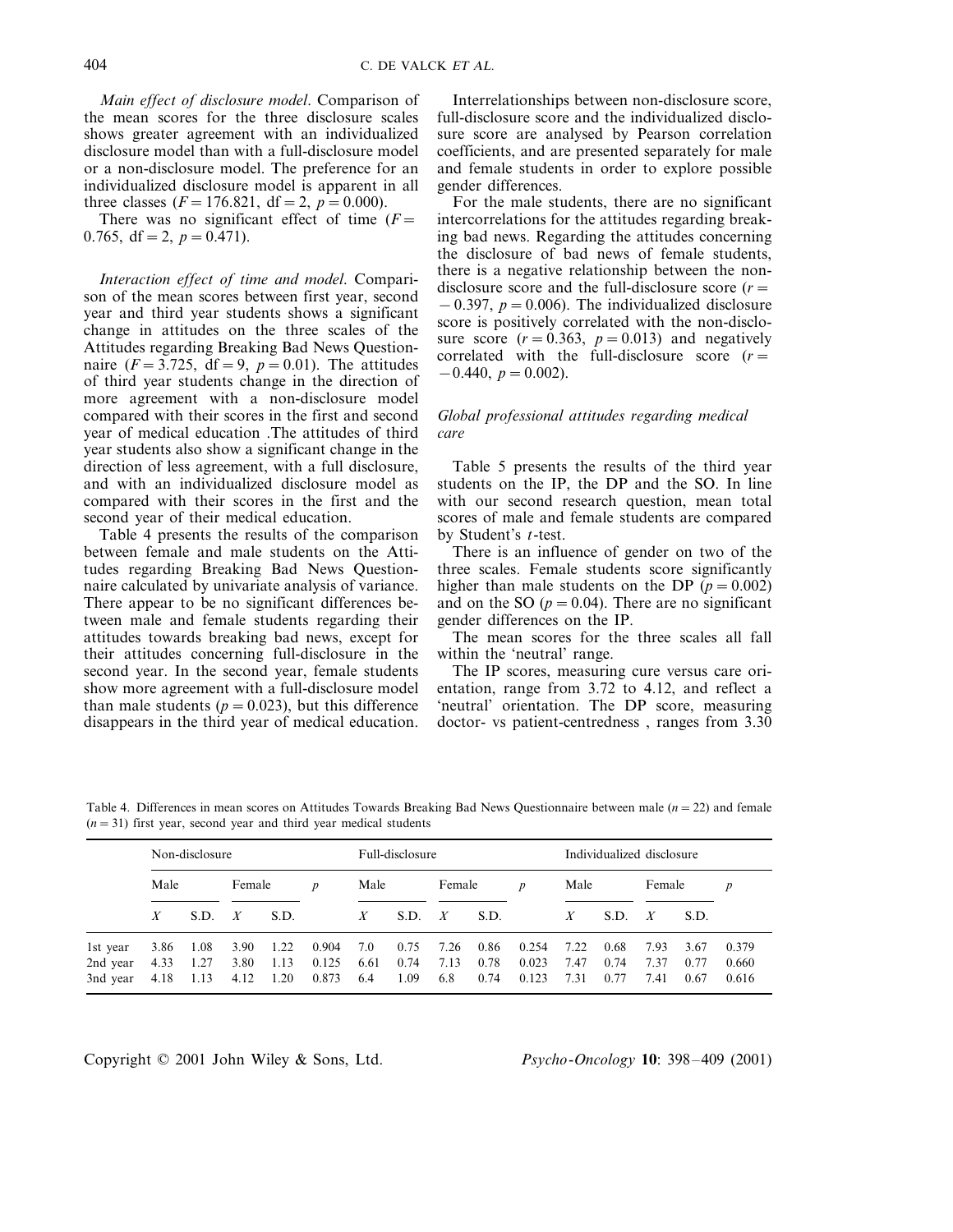*Main effect of disclosure model*. Comparison of the mean scores for the three disclosure scales shows greater agreement with an individualized disclosure model than with a full-disclosure model or a non-disclosure model. The preference for an individualized disclosure model is apparent in all three classes ($F = 176.821$, $df = 2$, $p = 0.000$).

There was no significant effect of time ($F = 0.765$, $df = 2$, $p = 0.471$).

*Interaction effect of time and model*. Comparison of the mean scores between first year, second year and third year students shows a significant change in attitudes on the three scales of the Attitudes regarding Breaking Bad News Questionnaire ($F = 3.725$, $df = 9$, $p = 0.01$). The attitudes of third year students change in the direction of more agreement with a non-disclosure model compared with their scores in the first and second year of medical education .The attitudes of third year students also show a significant change in the direction of less agreement, with a full disclosure, and with an individualized disclosure model as compared with their scores in the first and the second year of their medical education.

Table 4 presents the results of the comparison between female and male students on the Attitudes regarding Breaking Bad News Questionnaire calculated by univariate analysis of variance. There appear to be no significant differences between male and female students regarding their attitudes towards breaking bad news, except for their attitudes concerning full-disclosure in the second year. In the second year, female students show more agreement with a full-disclosure model than male students ($p = 0.023$), but this difference disappears in the third year of medical education.

Interrelationships between non-disclosure score, full-disclosure score and the individualized disclosure score are analysed by Pearson correlation coefficients, and are presented separately for male and female students in order to explore possible gender differences.

For the male students, there are no significant intercorrelations for the attitudes regarding breaking bad news. Regarding the attitudes concerning the disclosure of bad news of female students, there is a negative relationship between the non-disclosure score and the full-disclosure score ($r = -0.397$, $p = 0.006$). The individualized disclosure score is positively correlated with the non-disclosure score ($r = 0.363$, $p = 0.013$) and negatively correlated with the full-disclosure score ($r = -0.440$, $p = 0.002$).

### *Global professional attitudes regarding medical care*

Table 5 presents the results of the third year students on the IP, the DP and the SO. In line with our second research question, mean total scores of male and female students are compared by Student's $t$-test.

There is an influence of gender on two of the three scales. Female students score significantly higher than male students on the DP ($p = 0.002$) and on the SO ($p = 0.04$). There are no significant gender differences on the IP.

The mean scores for the three scales all fall within the 'neutral' range.

The IP scores, measuring cure versus care orientation, range from 3.72 to 4.12, and reflect a 'neutral' orientation. The DP score, measuring doctor- vs patient-centredness , ranges from 3.30

Table 4. Differences in mean scores on Attitudes Towards Breaking Bad News Questionnaire between male ($n = 22$) and female ($n = 31$) first year, second year and third year medical students

| | Non-disclosure | | | | | Full-disclosure | | | | | Individualized disclosure | | | | |
|---|---|---|---|---|---|---|---|---|---|---|---|---|---|---|---|
| | Male | | Female | | $p$ | Male | | Female | | $p$ | Male | | Female | | $p$ |
| | $X$ | S.D. | $X$ | S.D. | | $X$ | S.D. | $X$ | S.D. | | $X$ | S.D. | $X$ | S.D. | |
| 1st year | 3.86 | 1.08 | 3.90 | 1.22 | 0.904 | 7.0 | 0.75 | 7.26 | 0.86 | 0.254 | 7.22 | 0.68 | 7.93 | 3.67 | 0.379 |
| 2nd year | 4.33 | 1.27 | 3.80 | 1.13 | 0.125 | 6.61 | 0.74 | 7.13 | 0.78 | 0.023 | 7.47 | 0.74 | 7.37 | 0.77 | 0.660 |
| 3nd year | 4.18 | 1.13 | 4.12 | 1.20 | 0.873 | 6.4 | 1.09 | 6.8 | 0.74 | 0.123 | 7.31 | 0.77 | 7.41 | 0.67 | 0.616 |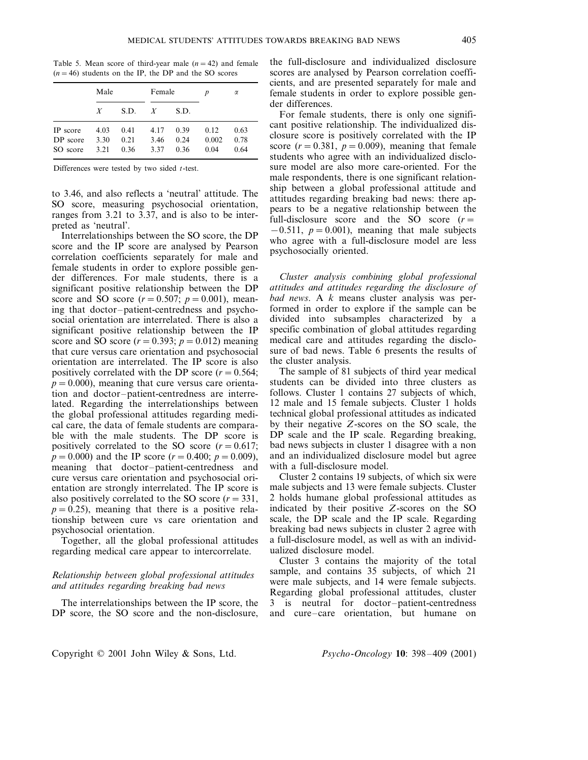Table 5. Mean score of third-year male ($n = 42$) and female ($n = 46$) students on the IP, the DP and the SO scores

| | Male | | Female | | $p$ | $\alpha$ |
|---|---|---|---|---|---|---|
| | $X$ | S.D. | $X$ | S.D. | | |
| IP score | 4.03 | 0.41 | 4.17 | 0.39 | 0.12 | 0.63 |
| DP score | 3.30 | 0.21 | 3.46 | 0.24 | 0.002 | 0.78 |
| SO score | 3.21 | 0.36 | 3.37 | 0.36 | 0.04 | 0.64 |

Differences were tested by two sided $t$-test.

to 3.46, and also reflects a 'neutral' attitude. The SO score, measuring psychosocial orientation, ranges from 3.21 to 3.37, and is also to be interpreted as 'neutral'.

Interrelationships between the SO score, the DP score and the IP score are analysed by Pearson correlation coefficients separately for male and female students in order to explore possible gender differences. For male students, there is a significant positive relationship between the DP score and SO score ($r = 0.507$; $p = 0.001$), meaning that doctor–patient-centredness and psychosocial orientation are interrelated. There is also a significant positive relationship between the IP score and SO score ($r = 0.393$; $p = 0.012$) meaning that cure versus care orientation and psychosocial orientation are interrelated. The IP score is also positively correlated with the DP score ($r = 0.564$; $p = 0.000$), meaning that cure versus care orientation and doctor–patient-centredness are interrelated. Regarding the interrelationships between the global professional attitudes regarding medical care, the data of female students are comparable with the male students. The DP score is positively correlated to the SO score ($r = 0.617$; $p = 0.000$) and the IP score ($r = 0.400$; $p = 0.009$), meaning that doctor–patient-centredness and cure versus care orientation and psychosocial orientation are strongly interrelated. The IP score is also positively correlated to the SO score ($r = 331$, $p = 0.25$), meaning that there is a positive relationship between cure vs care orientation and psychosocial orientation.

Together, all the global professional attitudes regarding medical care appear to intercorrelate.

*Relationship between global professional attitudes and attitudes regarding breaking bad news*

The interrelationships between the IP score, the DP score, the SO score and the non-disclosure, the full-disclosure and individualized disclosure scores are analysed by Pearson correlation coefficients, and are presented separately for male and female students in order to explore possible gender differences.

For female students, there is only one significant positive relationship. The individualized disclosure score is positively correlated with the IP score ($r = 0.381$, $p = 0.009$), meaning that female students who agree with an individualized disclosure model are also more care-oriented. For the male respondents, there is one significant relationship between a global professional attitude and attitudes regarding breaking bad news: there appears to be a negative relationship between the full-disclosure score and the SO score ($r = -0.511$, $p = 0.001$), meaning that male subjects who agree with a full-disclosure model are less psychosocially oriented.

*Cluster analysis combining global professional attitudes and attitudes regarding the disclosure of bad news*. A $k$ means cluster analysis was performed in order to explore if the sample can be divided into subsamples characterized by a specific combination of global attitudes regarding medical care and attitudes regarding the disclosure of bad news. Table 6 presents the results of the cluster analysis.

The sample of 81 subjects of third year medical students can be divided into three clusters as follows. Cluster 1 contains 27 subjects of which, 12 male and 15 female subjects. Cluster 1 holds technical global professional attitudes as indicated by their negative $Z$-scores on the SO scale, the DP scale and the IP scale. Regarding breaking, bad news subjects in cluster 1 disagree with a non and an individualized disclosure model but agree with a full-disclosure model.

Cluster 2 contains 19 subjects, of which six were male subjects and 13 were female subjects. Cluster 2 holds humane global professional attitudes as indicated by their positive $Z$-scores on the SO scale, the DP scale and the IP scale. Regarding breaking bad news subjects in cluster 2 agree with a full-disclosure model, as well as with an individualized disclosure model.

Cluster 3 contains the majority of the total sample, and contains 35 subjects, of which 21 were male subjects, and 14 were female subjects. Regarding global professional attitudes, cluster 3 is neutral for doctor–patient-centredness and cure–care orientation, but humane on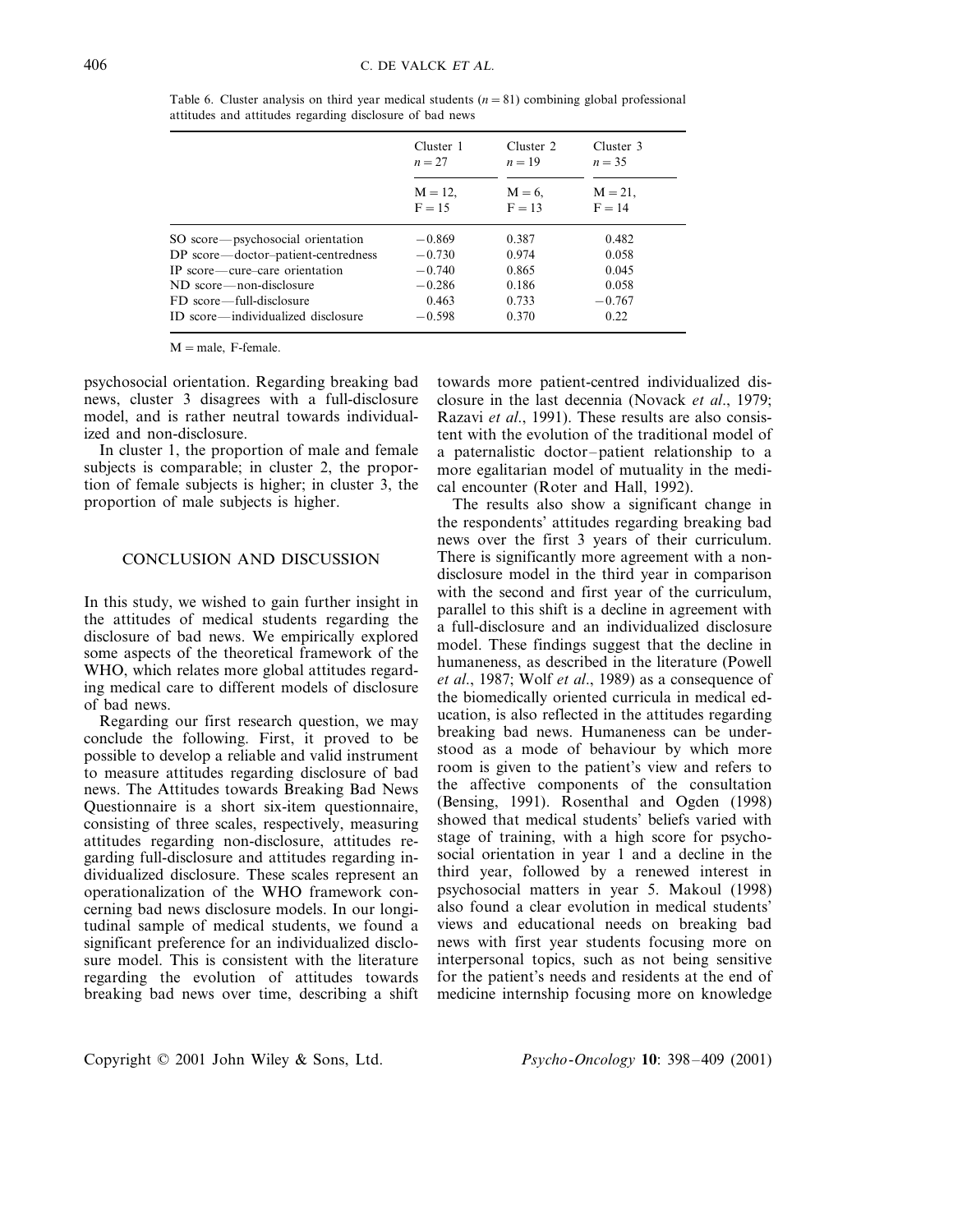Table 6. Cluster analysis on third year medical students ($n = 81$) combining global professional attitudes and attitudes regarding disclosure of bad news

| | Cluster 1 $n = 27$ | Cluster 2 $n = 19$ | Cluster 3 $n = 35$ |
|---|---|---|---|
| | M = 12, F = 15 | M = 6, F = 13 | M = 21, F = 14 |
| SO score—psychosocial orientation | −0.869 | 0.387 | 0.482 |
| DP score—doctor–patient-centredness | −0.730 | 0.974 | 0.058 |
| IP score—cure–care orientation | −0.740 | 0.865 | 0.045 |
| ND score—non-disclosure | −0.286 | 0.186 | 0.058 |
| FD score—full-disclosure | 0.463 | 0.733 | −0.767 |
| ID score—individualized disclosure | −0.598 | 0.370 | 0.22 |

M = male, F-female.

psychosocial orientation. Regarding breaking bad news, cluster 3 disagrees with a full-disclosure model, and is rather neutral towards individualized and non-disclosure.

In cluster 1, the proportion of male and female subjects is comparable; in cluster 2, the proportion of female subjects is higher; in cluster 3, the proportion of male subjects is higher.

## CONCLUSION AND DISCUSSION

In this study, we wished to gain further insight in the attitudes of medical students regarding the disclosure of bad news. We empirically explored some aspects of the theoretical framework of the WHO, which relates more global attitudes regarding medical care to different models of disclosure of bad news.

Regarding our first research question, we may conclude the following. First, it proved to be possible to develop a reliable and valid instrument to measure attitudes regarding disclosure of bad news. The Attitudes towards Breaking Bad News Questionnaire is a short six-item questionnaire, consisting of three scales, respectively, measuring attitudes regarding non-disclosure, attitudes regarding full-disclosure and attitudes regarding individualized disclosure. These scales represent an operationalization of the WHO framework concerning bad news disclosure models. In our longitudinal sample of medical students, we found a significant preference for an individualized disclosure model. This is consistent with the literature regarding the evolution of attitudes towards breaking bad news over time, describing a shift towards more patient-centred individualized disclosure in the last decennia (Novack *et al*., 1979; Razavi *et al*., 1991). These results are also consistent with the evolution of the traditional model of a paternalistic doctor–patient relationship to a more egalitarian model of mutuality in the medical encounter (Roter and Hall, 1992).

The results also show a significant change in the respondents' attitudes regarding breaking bad news over the first 3 years of their curriculum. There is significantly more agreement with a non-disclosure model in the third year in comparison with the second and first year of the curriculum, parallel to this shift is a decline in agreement with a full-disclosure and an individualized disclosure model. These findings suggest that the decline in humaneness, as described in the literature (Powell *et al*., 1987; Wolf *et al*., 1989) as a consequence of the biomedically oriented curricula in medical education, is also reflected in the attitudes regarding breaking bad news. Humaneness can be understood as a mode of behaviour by which more room is given to the patient's view and refers to the affective components of the consultation (Bensing, 1991). Rosenthal and Ogden (1998) showed that medical students' beliefs varied with stage of training, with a high score for psychosocial orientation in year 1 and a decline in the third year, followed by a renewed interest in psychosocial matters in year 5. Makoul (1998) also found a clear evolution in medical students' views and educational needs on breaking bad news with first year students focusing more on interpersonal topics, such as not being sensitive for the patient's needs and residents at the end of medicine internship focusing more on knowledge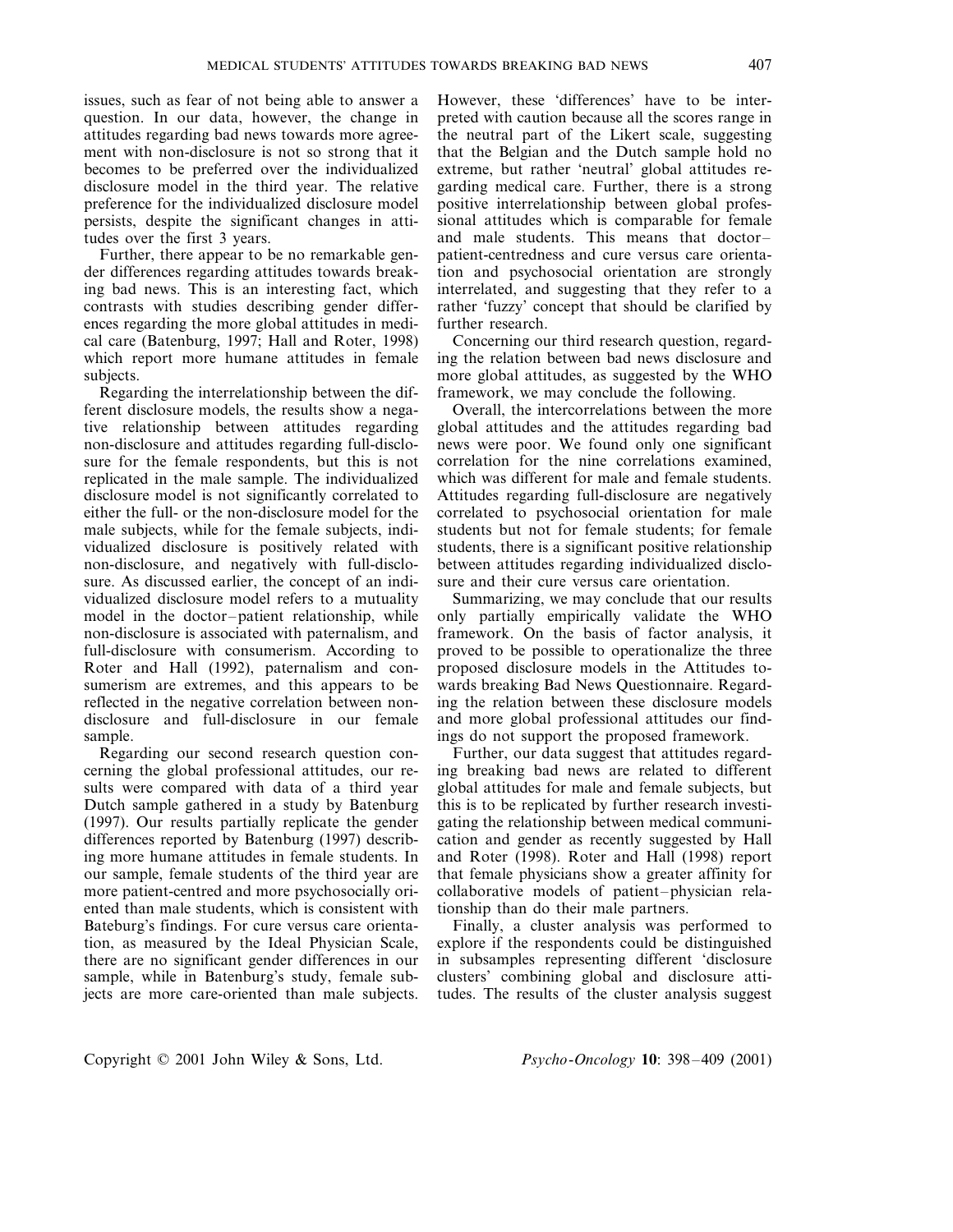issues, such as fear of not being able to answer a question. In our data, however, the change in attitudes regarding bad news towards more agreement with non-disclosure is not so strong that it becomes to be preferred over the individualized disclosure model in the third year. The relative preference for the individualized disclosure model persists, despite the significant changes in attitudes over the first 3 years.

Further, there appear to be no remarkable gender differences regarding attitudes towards breaking bad news. This is an interesting fact, which contrasts with studies describing gender differences regarding the more global attitudes in medical care (Batenburg, 1997; Hall and Roter, 1998) which report more humane attitudes in female subjects.

Regarding the interrelationship between the different disclosure models, the results show a negative relationship between attitudes regarding non-disclosure and attitudes regarding full-disclosure for the female respondents, but this is not replicated in the male sample. The individualized disclosure model is not significantly correlated to either the full- or the non-disclosure model for the male subjects, while for the female subjects, individualized disclosure is positively related with non-disclosure, and negatively with full-disclosure. As discussed earlier, the concept of an individualized disclosure model refers to a mutuality model in the doctor–patient relationship, while non-disclosure is associated with paternalism, and full-disclosure with consumerism. According to Roter and Hall (1992), paternalism and consumerism are extremes, and this appears to be reflected in the negative correlation between non-disclosure and full-disclosure in our female sample.

Regarding our second research question concerning the global professional attitudes, our results were compared with data of a third year Dutch sample gathered in a study by Batenburg (1997). Our results partially replicate the gender differences reported by Batenburg (1997) describing more humane attitudes in female students. In our sample, female students of the third year are more patient-centred and more psychosocially oriented than male students, which is consistent with Bateburg's findings. For cure versus care orientation, as measured by the Ideal Physician Scale, there are no significant gender differences in our sample, while in Batenburg's study, female subjects are more care-oriented than male subjects. However, these 'differences' have to be interpreted with caution because all the scores range in the neutral part of the Likert scale, suggesting that the Belgian and the Dutch sample hold no extreme, but rather 'neutral' global attitudes regarding medical care. Further, there is a strong positive interrelationship between global professional attitudes which is comparable for female and male students. This means that doctor–patient-centredness and cure versus care orientation and psychosocial orientation are strongly interrelated, and suggesting that they refer to a rather 'fuzzy' concept that should be clarified by further research.

Concerning our third research question, regarding the relation between bad news disclosure and more global attitudes, as suggested by the WHO framework, we may conclude the following.

Overall, the intercorrelations between the more global attitudes and the attitudes regarding bad news were poor. We found only one significant correlation for the nine correlations examined, which was different for male and female students. Attitudes regarding full-disclosure are negatively correlated to psychosocial orientation for male students but not for female students; for female students, there is a significant positive relationship between attitudes regarding individualized disclosure and their cure versus care orientation.

Summarizing, we may conclude that our results only partially empirically validate the WHO framework. On the basis of factor analysis, it proved to be possible to operationalize the three proposed disclosure models in the Attitudes towards breaking Bad News Questionnaire. Regarding the relation between these disclosure models and more global professional attitudes our findings do not support the proposed framework.

Further, our data suggest that attitudes regarding breaking bad news are related to different global attitudes for male and female subjects, but this is to be replicated by further research investigating the relationship between medical communication and gender as recently suggested by Hall and Roter (1998). Roter and Hall (1998) report that female physicians show a greater affinity for collaborative models of patient–physician relationship than do their male partners.

Finally, a cluster analysis was performed to explore if the respondents could be distinguished in subsamples representing different 'disclosure clusters' combining global and disclosure attitudes. The results of the cluster analysis suggest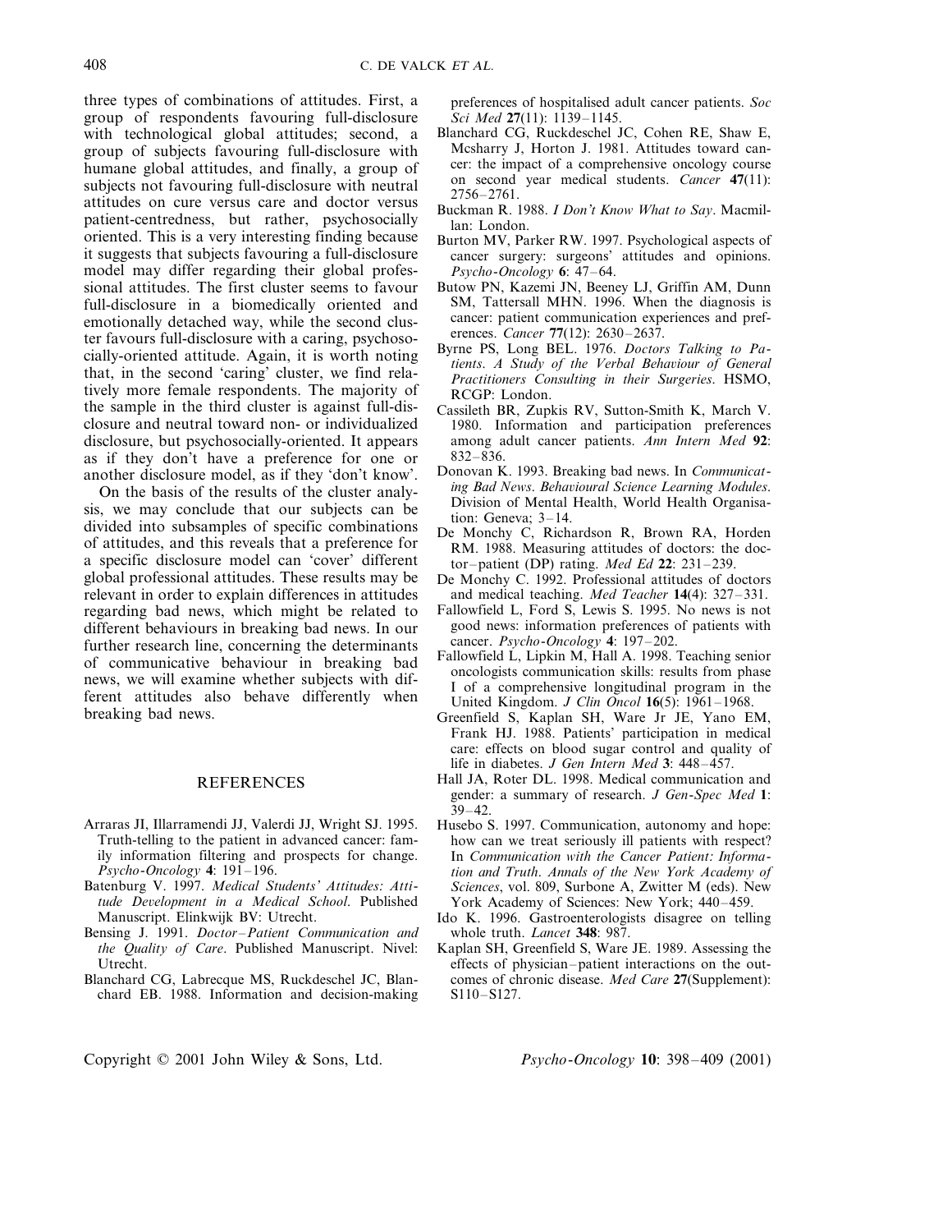three types of combinations of attitudes. First, a group of respondents favouring full-disclosure with technological global attitudes; second, a group of subjects favouring full-disclosure with humane global attitudes, and finally, a group of subjects not favouring full-disclosure with neutral attitudes on cure versus care and doctor versus patient-centredness, but rather, psychosocially oriented. This is a very interesting finding because it suggests that subjects favouring a full-disclosure model may differ regarding their global professional attitudes. The first cluster seems to favour full-disclosure in a biomedically oriented and emotionally detached way, while the second cluster favours full-disclosure with a caring, psychosocially-oriented attitude. Again, it is worth noting that, in the second 'caring' cluster, we find relatively more female respondents. The majority of the sample in the third cluster is against full-disclosure and neutral toward non- or individualized disclosure, but psychosocially-oriented. It appears as if they don't have a preference for one or another disclosure model, as if they 'don't know'.

On the basis of the results of the cluster analysis, we may conclude that our subjects can be divided into subsamples of specific combinations of attitudes, and this reveals that a preference for a specific disclosure model can 'cover' different global professional attitudes. These results may be relevant in order to explain differences in attitudes regarding bad news, which might be related to different behaviours in breaking bad news. In our further research line, concerning the determinants of communicative behaviour in breaking bad news, we will examine whether subjects with different attitudes also behave differently when breaking bad news.

## REFERENCES

Arraras JI, Illarramendi JJ, Valerdi JJ, Wright SJ. 1995. Truth-telling to the patient in advanced cancer: family information filtering and prospects for change. *Psycho-Oncology* **4**: 191–196.

Batenburg V. 1997. *Medical Students' Attitudes: Attitude Development in a Medical School*. Published Manuscript. Elinkwijk BV: Utrecht.

Bensing J. 1991. *Doctor–Patient Communication and the Quality of Care*. Published Manuscript. Nivel: Utrecht.

Blanchard CG, Labrecque MS, Ruckdeschel JC, Blanchard EB. 1988. Information and decision-making preferences of hospitalised adult cancer patients. *Soc Sci Med* **27**(11): 1139–1145.

Blanchard CG, Ruckdeschel JC, Cohen RE, Shaw E, Mcsharry J, Horton J. 1981. Attitudes toward cancer: the impact of a comprehensive oncology course on second year medical students. *Cancer* **47**(11): 2756–2761.

Buckman R. 1988. *I Don't Know What to Say*. Macmillan: London.

Burton MV, Parker RW. 1997. Psychological aspects of cancer surgery: surgeons' attitudes and opinions. *Psycho-Oncology* **6**: 47–64.

Butow PN, Kazemi JN, Beeney LJ, Griffin AM, Dunn SM, Tattersall MHN. 1996. When the diagnosis is cancer: patient communication experiences and preferences. *Cancer* **77**(12): 2630–2637.

Byrne PS, Long BEL. 1976. *Doctors Talking to Patients. A Study of the Verbal Behaviour of General Practitioners Consulting in their Surgeries*. HSMO, RCGP: London.

Cassileth BR, Zupkis RV, Sutton-Smith K, March V. 1980. Information and participation preferences among adult cancer patients. *Ann Intern Med* **92**: 832–836.

Donovan K. 1993. Breaking bad news. In *Communicating Bad News. Behavioural Science Learning Modules*. Division of Mental Health, World Health Organisation: Geneva; 3–14.

De Monchy C, Richardson R, Brown RA, Horden RM. 1988. Measuring attitudes of doctors: the doctor–patient (DP) rating. *Med Ed* **22**: 231–239.

De Monchy C. 1992. Professional attitudes of doctors and medical teaching. *Med Teacher* **14**(4): 327–331.

Fallowfield L, Ford S, Lewis S. 1995. No news is not good news: information preferences of patients with cancer. *Psycho-Oncology* **4**: 197–202.

Fallowfield L, Lipkin M, Hall A. 1998. Teaching senior oncologists communication skills: results from phase I of a comprehensive longitudinal program in the United Kingdom. *J Clin Oncol* **16**(5): 1961–1968.

Greenfield S, Kaplan SH, Ware Jr JE, Yano EM, Frank HJ. 1988. Patients' participation in medical care: effects on blood sugar control and quality of life in diabetes. *J Gen Intern Med* **3**: 448–457.

Hall JA, Roter DL. 1998. Medical communication and gender: a summary of research. *J Gen-Spec Med* **1**: 39–42.

Husebo S. 1997. Communication, autonomy and hope: how can we treat seriously ill patients with respect? In *Communication with the Cancer Patient: Information and Truth. Annals of the New York Academy of Sciences*, vol. 809, Surbone A, Zwitter M (eds). New York Academy of Sciences: New York; 440–459.

Ido K. 1996. Gastroenterologists disagree on telling whole truth. *Lancet* **348**: 987.

Kaplan SH, Greenfield S, Ware JE. 1989. Assessing the effects of physician–patient interactions on the outcomes of chronic disease. *Med Care* **27**(Supplement): S110–S127.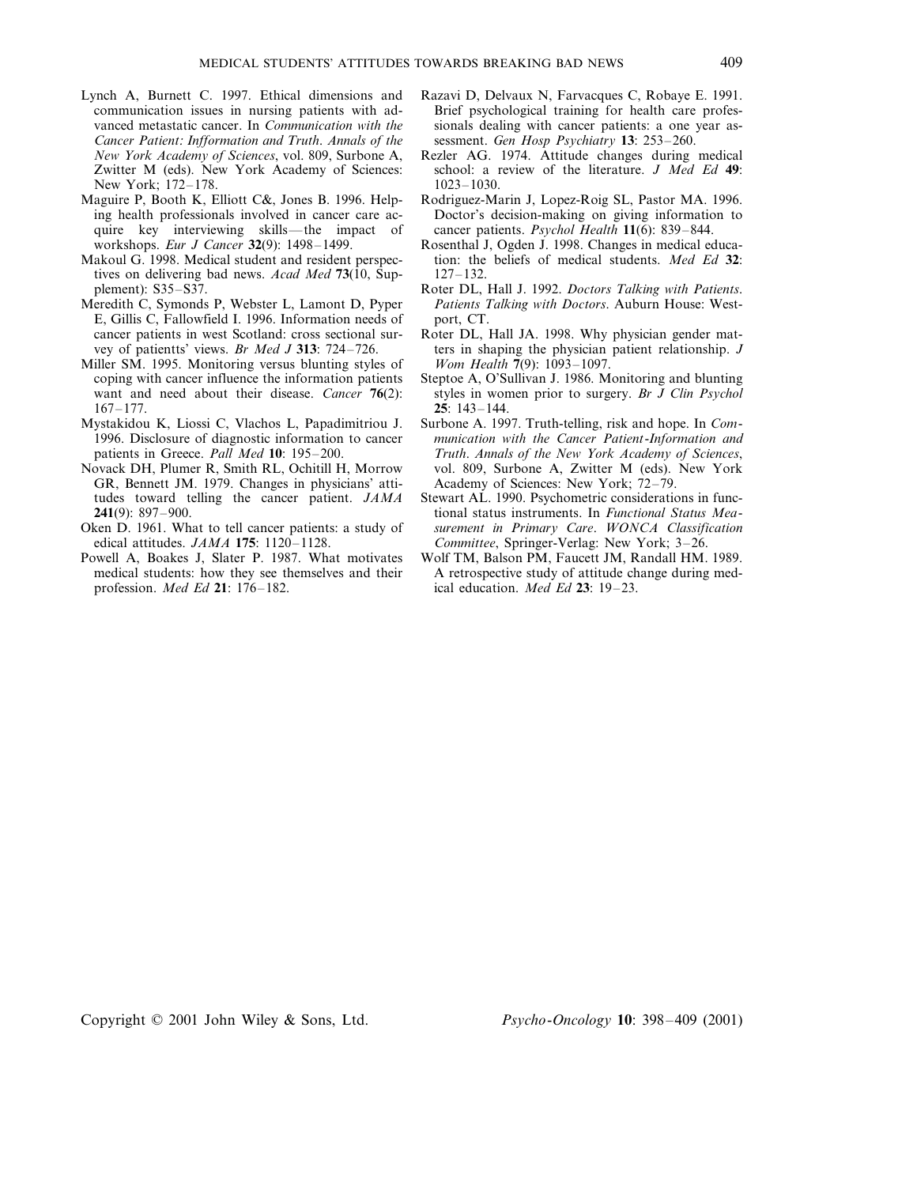Lynch A, Burnett C. 1997. Ethical dimensions and communication issues in nursing patients with advanced metastatic cancer. In *Communication with the Cancer Patient: Infformation and Truth*. *Annals of the New York Academy of Sciences*, vol. 809, Surbone A, Zwitter M (eds). New York Academy of Sciences: New York; 172–178.

Maguire P, Booth K, Elliott C&, Jones B. 1996. Helping health professionals involved in cancer care acquire key interviewing skills—the impact of workshops. *Eur J Cancer* **32**(9): 1498–1499.

Makoul G. 1998. Medical student and resident perspectives on delivering bad news. *Acad Med* **73**(10, Supplement): S35–S37.

Meredith C, Symonds P, Webster L, Lamont D, Pyper E, Gillis C, Fallowfield I. 1996. Information needs of cancer patients in west Scotland: cross sectional survey of patientts' views. *Br Med J* **313**: 724–726.

Miller SM. 1995. Monitoring versus blunting styles of coping with cancer influence the information patients want and need about their disease. *Cancer* **76**(2): 167–177.

Mystakidou K, Liossi C, Vlachos L, Papadimitriou J. 1996. Disclosure of diagnostic information to cancer patients in Greece. *Pall Med* **10**: 195–200.

Novack DH, Plumer R, Smith RL, Ochitill H, Morrow GR, Bennett JM. 1979. Changes in physicians' attitudes toward telling the cancer patient. *JAMA* **241**(9): 897–900.

Oken D. 1961. What to tell cancer patients: a study of edical attitudes. *JAMA* **175**: 1120–1128.

Powell A, Boakes J, Slater P. 1987. What motivates medical students: how they see themselves and their profession. *Med Ed* **21**: 176–182.

Razavi D, Delvaux N, Farvacques C, Robaye E. 1991. Brief psychological training for health care professionals dealing with cancer patients: a one year assessment. *Gen Hosp Psychiatry* **13**: 253–260.

Rezler AG. 1974. Attitude changes during medical school: a review of the literature. *J Med Ed* **49**: 1023–1030.

Rodriguez-Marin J, Lopez-Roig SL, Pastor MA. 1996. Doctor's decision-making on giving information to cancer patients. *Psychol Health* **11**(6): 839–844.

Rosenthal J, Ogden J. 1998. Changes in medical education: the beliefs of medical students. *Med Ed* **32**: 127–132.

Roter DL, Hall J. 1992. *Doctors Talking with Patients. Patients Talking with Doctors*. Auburn House: Westport, CT.

Roter DL, Hall JA. 1998. Why physician gender matters in shaping the physician patient relationship. *J Wom Health* **7**(9): 1093–1097.

Steptoe A, O'Sullivan J. 1986. Monitoring and blunting styles in women prior to surgery. *Br J Clin Psychol* **25**: 143–144.

Surbone A. 1997. Truth-telling, risk and hope. In *Communication with the Cancer Patient-Information and Truth*. *Annals of the New York Academy of Sciences*, vol. 809, Surbone A, Zwitter M (eds). New York Academy of Sciences: New York; 72–79.

Stewart AL. 1990. Psychometric considerations in functional status instruments. In *Functional Status Measurement in Primary Care*. *WONCA Classification Committee*, Springer-Verlag: New York; 3–26.

Wolf TM, Balson PM, Faucett JM, Randall HM. 1989. A retrospective study of attitude change during medical education. *Med Ed* **23**: 19–23.